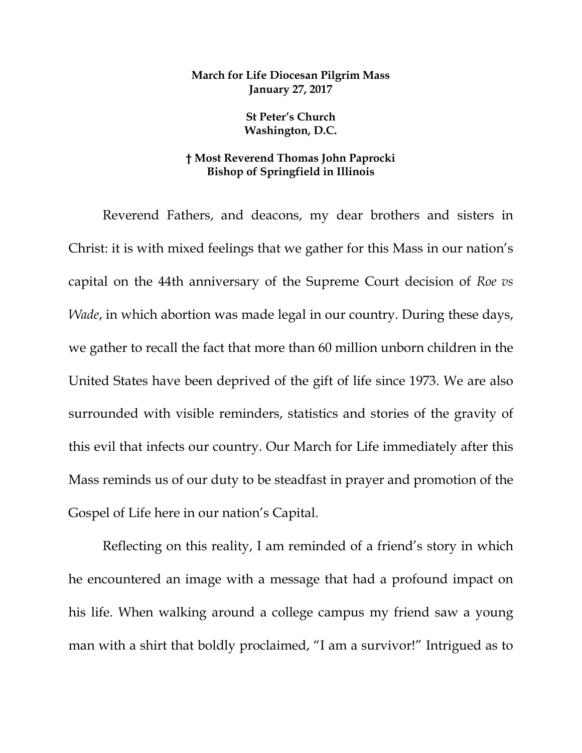**March for Life Diocesan Pilgrim Mass**
**January 27, 2017**

**St Peter's Church**
**Washington, D.C.**

**† Most Reverend Thomas John Paprocki**
**Bishop of Springfield in Illinois**

Reverend Fathers, and deacons, my dear brothers and sisters in Christ: it is with mixed feelings that we gather for this Mass in our nation's capital on the 44th anniversary of the Supreme Court decision of *Roe vs Wade*, in which abortion was made legal in our country. During these days, we gather to recall the fact that more than 60 million unborn children in the United States have been deprived of the gift of life since 1973. We are also surrounded with visible reminders, statistics and stories of the gravity of this evil that infects our country. Our March for Life immediately after this Mass reminds us of our duty to be steadfast in prayer and promotion of the Gospel of Life here in our nation's Capital.

Reflecting on this reality, I am reminded of a friend's story in which he encountered an image with a message that had a profound impact on his life. When walking around a college campus my friend saw a young man with a shirt that boldly proclaimed, "I am a survivor!" Intrigued as to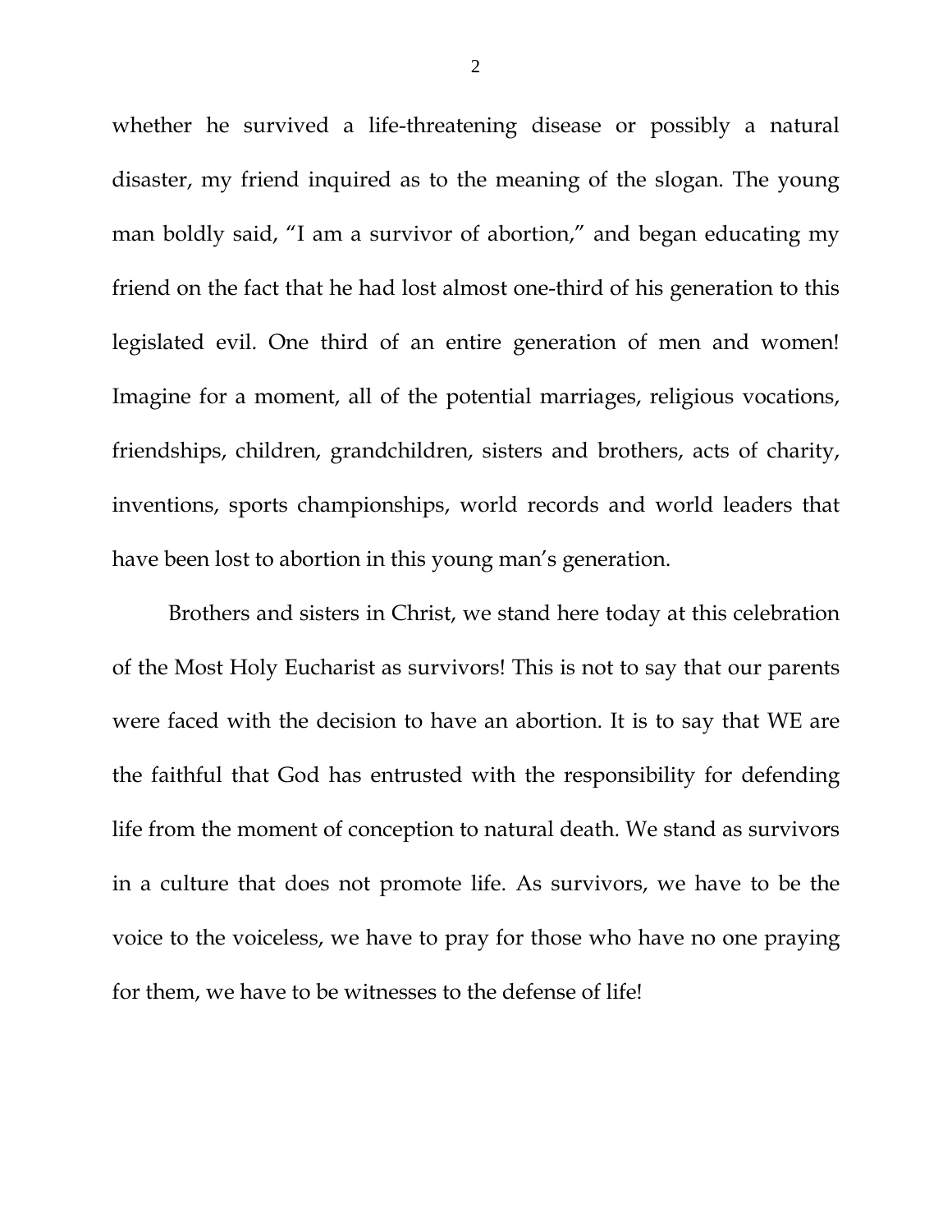whether he survived a life-threatening disease or possibly a natural disaster, my friend inquired as to the meaning of the slogan. The young man boldly said, "I am a survivor of abortion," and began educating my friend on the fact that he had lost almost one-third of his generation to this legislated evil. One third of an entire generation of men and women! Imagine for a moment, all of the potential marriages, religious vocations, friendships, children, grandchildren, sisters and brothers, acts of charity, inventions, sports championships, world records and world leaders that have been lost to abortion in this young man's generation.

Brothers and sisters in Christ, we stand here today at this celebration of the Most Holy Eucharist as survivors! This is not to say that our parents were faced with the decision to have an abortion. It is to say that WE are the faithful that God has entrusted with the responsibility for defending life from the moment of conception to natural death. We stand as survivors in a culture that does not promote life. As survivors, we have to be the voice to the voiceless, we have to pray for those who have no one praying for them, we have to be witnesses to the defense of life!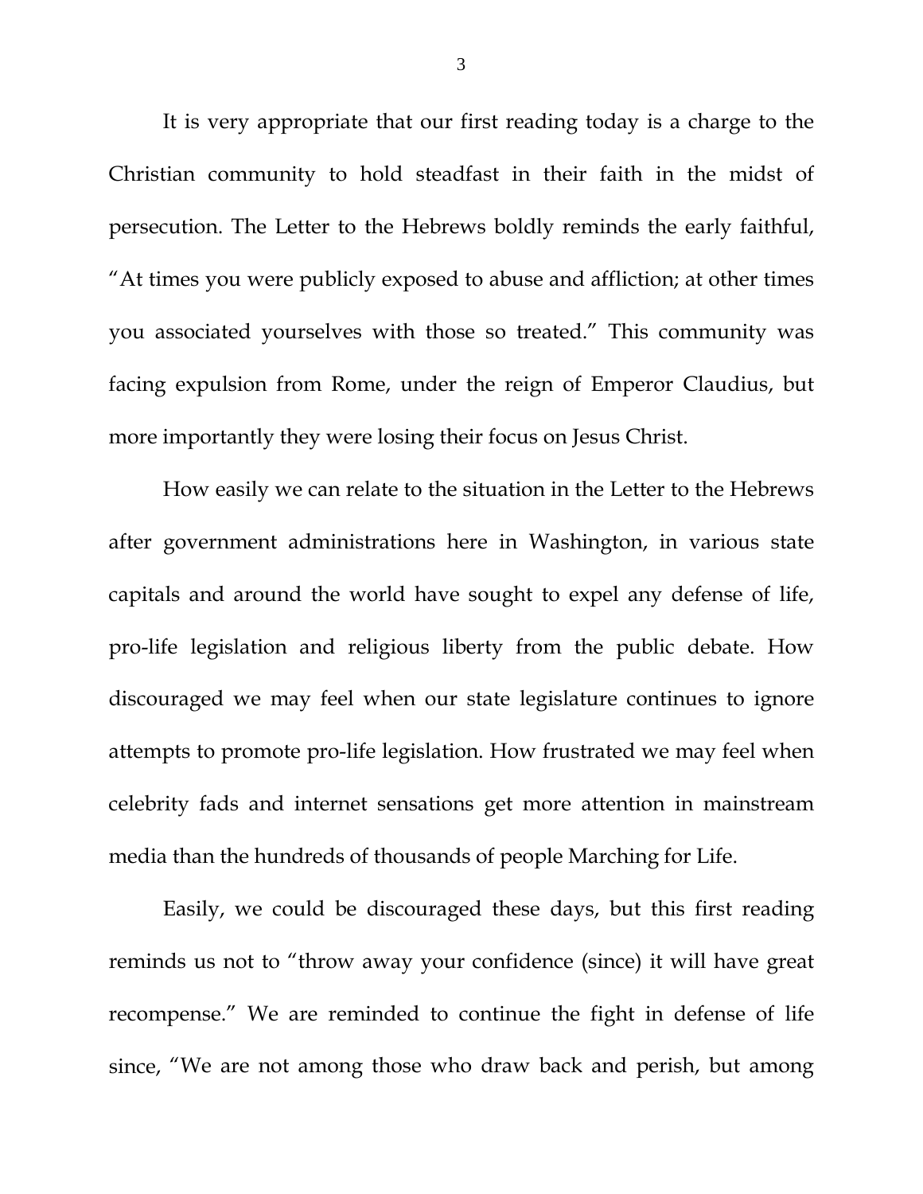It is very appropriate that our first reading today is a charge to the Christian community to hold steadfast in their faith in the midst of persecution. The Letter to the Hebrews boldly reminds the early faithful, "At times you were publicly exposed to abuse and affliction; at other times you associated yourselves with those so treated." This community was facing expulsion from Rome, under the reign of Emperor Claudius, but more importantly they were losing their focus on Jesus Christ.

How easily we can relate to the situation in the Letter to the Hebrews after government administrations here in Washington, in various state capitals and around the world have sought to expel any defense of life, pro-life legislation and religious liberty from the public debate. How discouraged we may feel when our state legislature continues to ignore attempts to promote pro-life legislation. How frustrated we may feel when celebrity fads and internet sensations get more attention in mainstream media than the hundreds of thousands of people Marching for Life.

Easily, we could be discouraged these days, but this first reading reminds us not to "throw away your confidence (since) it will have great recompense." We are reminded to continue the fight in defense of life since, "We are not among those who draw back and perish, but among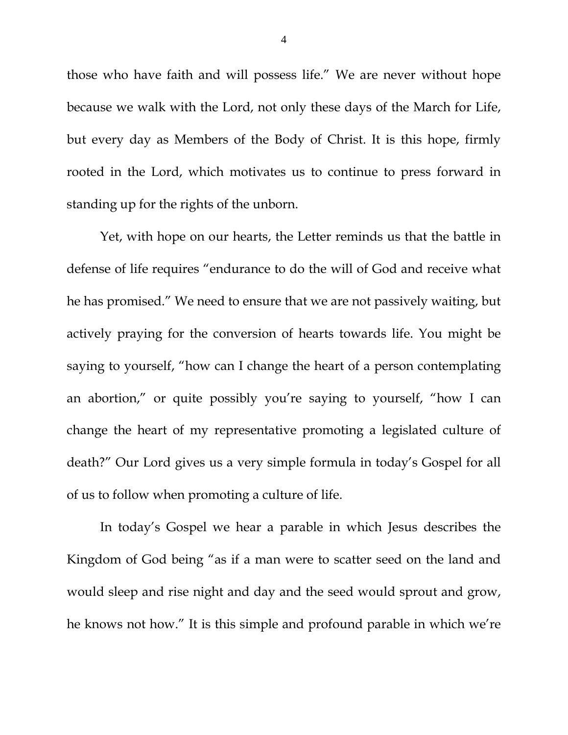those who have faith and will possess life." We are never without hope because we walk with the Lord, not only these days of the March for Life, but every day as Members of the Body of Christ. It is this hope, firmly rooted in the Lord, which motivates us to continue to press forward in standing up for the rights of the unborn.

Yet, with hope on our hearts, the Letter reminds us that the battle in defense of life requires "endurance to do the will of God and receive what he has promised." We need to ensure that we are not passively waiting, but actively praying for the conversion of hearts towards life. You might be saying to yourself, "how can I change the heart of a person contemplating an abortion," or quite possibly you're saying to yourself, "how I can change the heart of my representative promoting a legislated culture of death?" Our Lord gives us a very simple formula in today's Gospel for all of us to follow when promoting a culture of life.

In today's Gospel we hear a parable in which Jesus describes the Kingdom of God being "as if a man were to scatter seed on the land and would sleep and rise night and day and the seed would sprout and grow, he knows not how." It is this simple and profound parable in which we're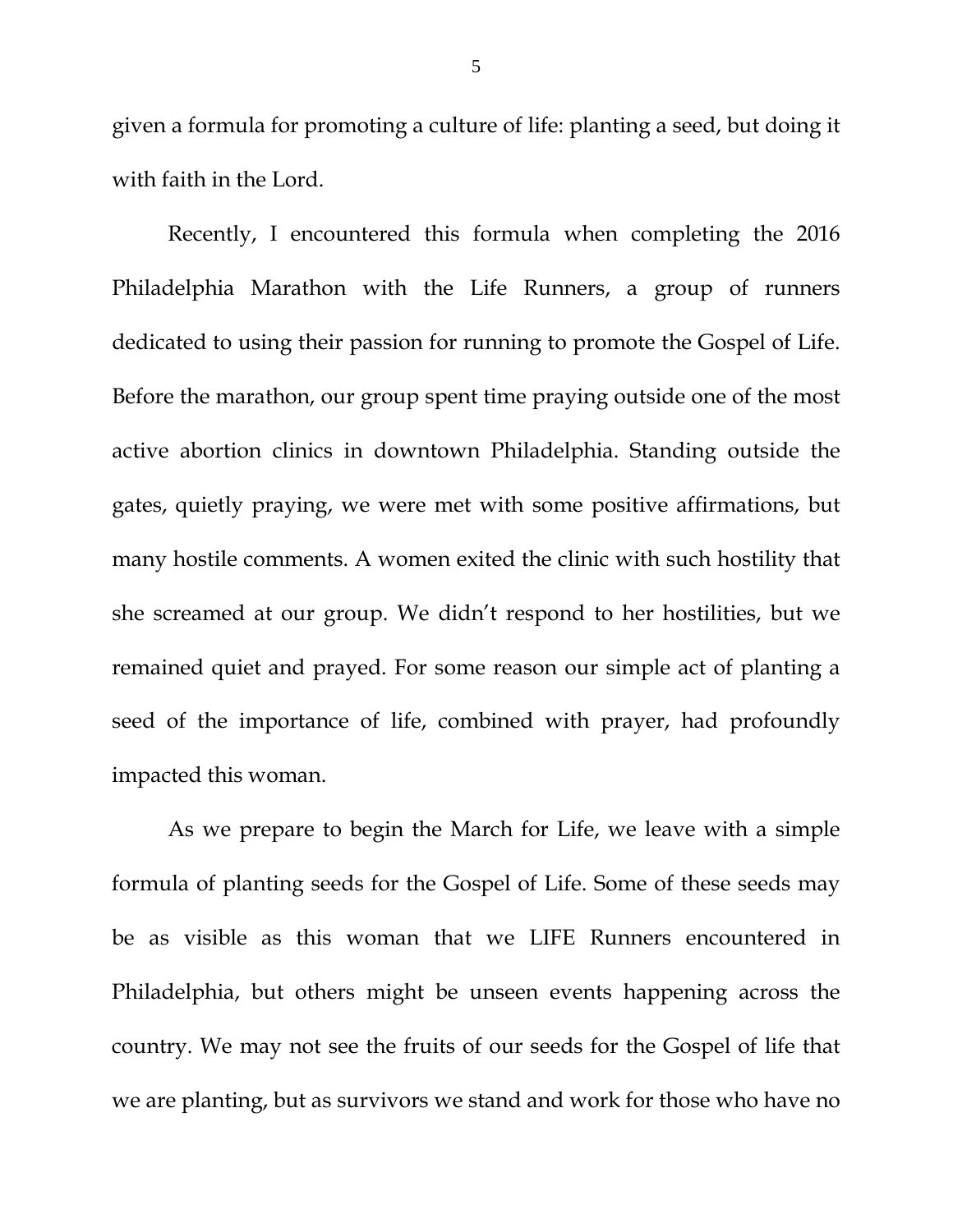given a formula for promoting a culture of life: planting a seed, but doing it with faith in the Lord.

Recently, I encountered this formula when completing the 2016 Philadelphia Marathon with the Life Runners, a group of runners dedicated to using their passion for running to promote the Gospel of Life. Before the marathon, our group spent time praying outside one of the most active abortion clinics in downtown Philadelphia. Standing outside the gates, quietly praying, we were met with some positive affirmations, but many hostile comments. A women exited the clinic with such hostility that she screamed at our group. We didn't respond to her hostilities, but we remained quiet and prayed. For some reason our simple act of planting a seed of the importance of life, combined with prayer, had profoundly impacted this woman.

As we prepare to begin the March for Life, we leave with a simple formula of planting seeds for the Gospel of Life. Some of these seeds may be as visible as this woman that we LIFE Runners encountered in Philadelphia, but others might be unseen events happening across the country. We may not see the fruits of our seeds for the Gospel of life that we are planting, but as survivors we stand and work for those who have no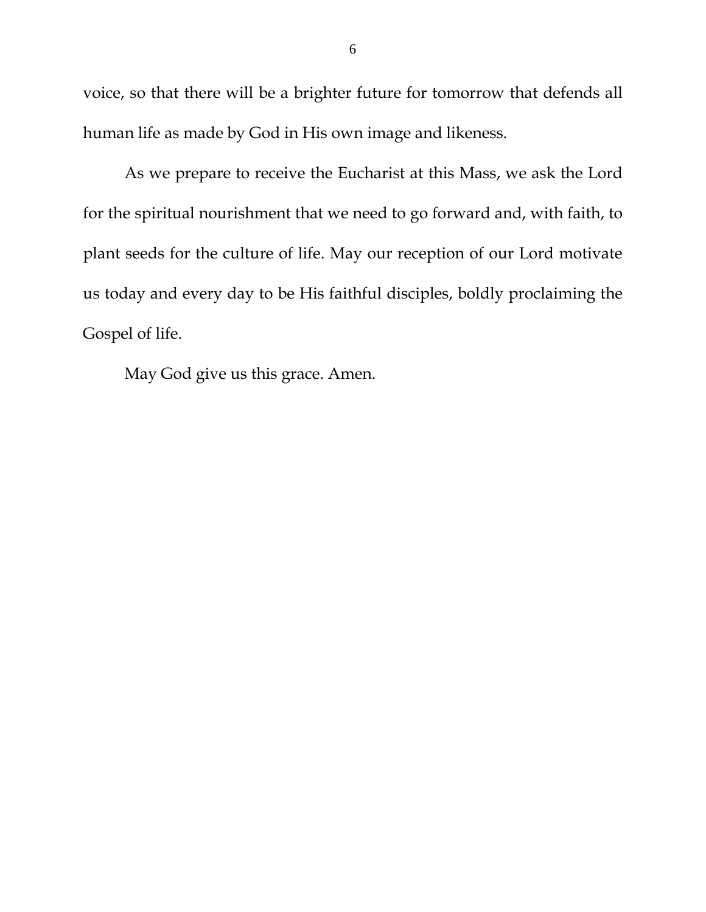voice, so that there will be a brighter future for tomorrow that defends all human life as made by God in His own image and likeness.

As we prepare to receive the Eucharist at this Mass, we ask the Lord for the spiritual nourishment that we need to go forward and, with faith, to plant seeds for the culture of life. May our reception of our Lord motivate us today and every day to be His faithful disciples, boldly proclaiming the Gospel of life.

May God give us this grace. Amen.